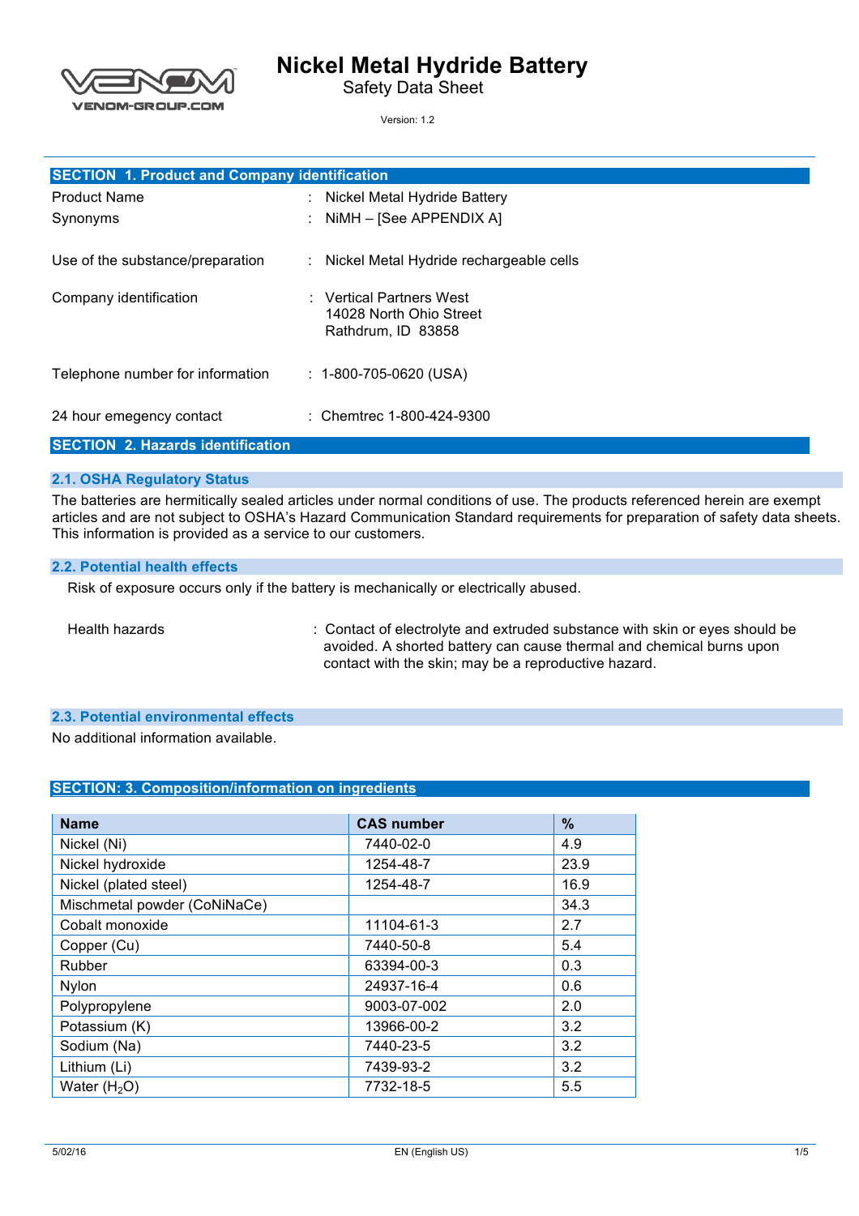# Nickel Metal Hydride Battery

Safety Data Sheet

Version: 1.2

## SECTION 1. Product and Company identification

| | | |
|---|---|---|
| Product Name | : | Nickel Metal Hydride Battery |
| Synonyms | : | NiMH – [See APPENDIX A] |
| Use of the substance/preparation | : | Nickel Metal Hydride rechargeable cells |
| Company identification | : | Vertical Partners West<br>14028 North Ohio Street<br>Rathdrum, ID 83858 |
| Telephone number for information | : | 1-800-705-0620 (USA) |
| 24 hour emegency contact | : | Chemtrec 1-800-424-9300 |

## SECTION 2. Hazards identification

### 2.1. OSHA Regulatory Status

The batteries are hermitically sealed articles under normal conditions of use. The products referenced herein are exempt articles and are not subject to OSHA's Hazard Communication Standard requirements for preparation of safety data sheets. This information is provided as a service to our customers.

### 2.2. Potential health effects

Risk of exposure occurs only if the battery is mechanically or electrically abused.

Health hazards : Contact of electrolyte and extruded substance with skin or eyes should be avoided. A shorted battery can cause thermal and chemical burns upon contact with the skin; may be a reproductive hazard.

### 2.3. Potential environmental effects

No additional information available.

## SECTION: 3. Composition/information on ingredients

| Name | CAS number | % |
|---|---|---|
| Nickel (Ni) | 7440-02-0 | 4.9 |
| Nickel hydroxide | 1254-48-7 | 23.9 |
| Nickel (plated steel) | 1254-48-7 | 16.9 |
| Mischmetal powder (CoNiNaCe) | | 34.3 |
| Cobalt monoxide | 11104-61-3 | 2.7 |
| Copper (Cu) | 7440-50-8 | 5.4 |
| Rubber | 63394-00-3 | 0.3 |
| Nylon | 24937-16-4 | 0.6 |
| Polypropylene | 9003-07-002 | 2.0 |
| Potassium (K) | 13966-00-2 | 3.2 |
| Sodium (Na) | 7440-23-5 | 3.2 |
| Lithium (Li) | 7439-93-2 | 3.2 |
| Water ($H_2O$) | 7732-18-5 | 5.5 |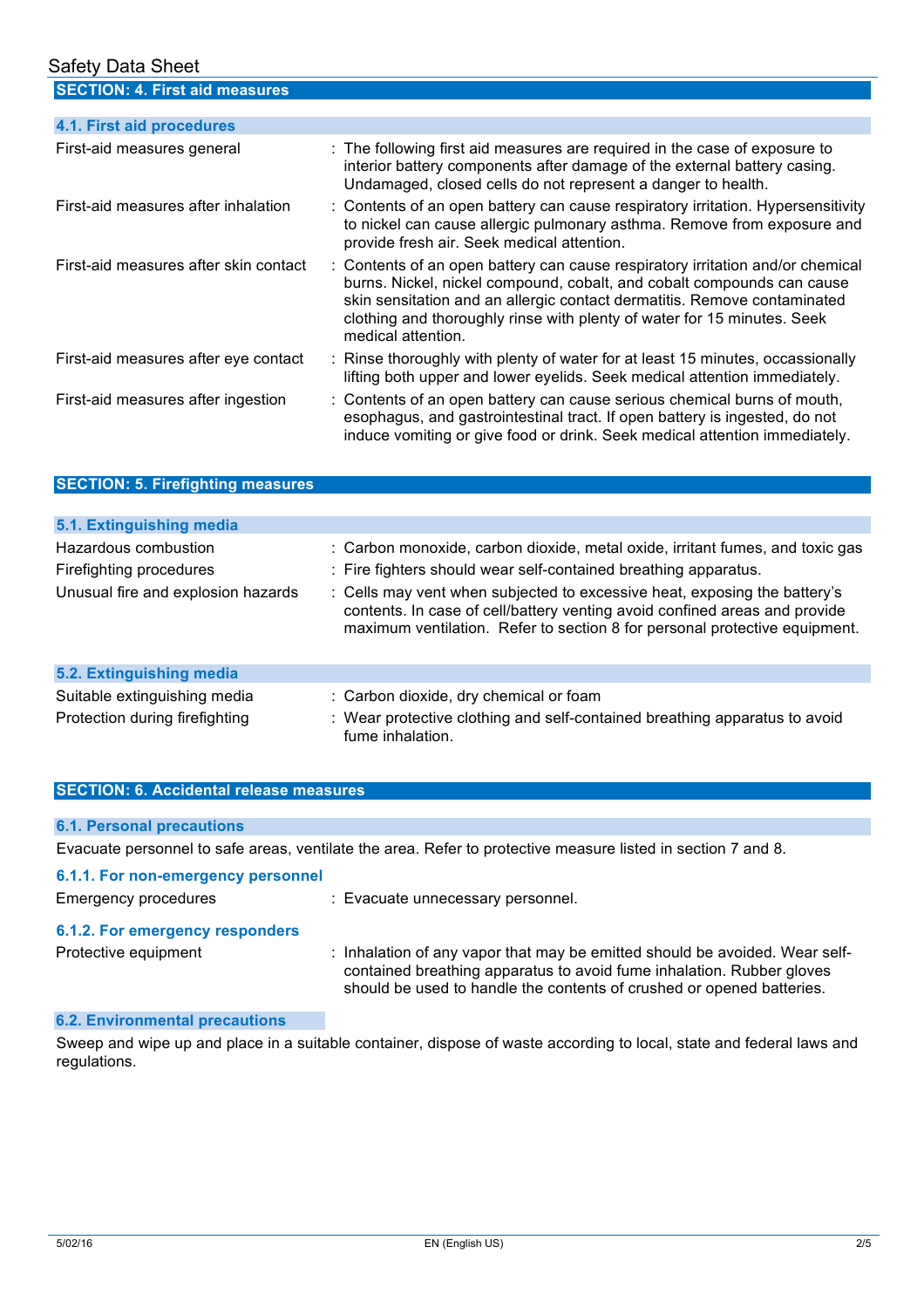## SECTION: 4. First aid measures

### 4.1. First aid procedures

| | |
|---|---|
| First-aid measures general | : The following first aid measures are required in the case of exposure to interior battery components after damage of the external battery casing. Undamaged, closed cells do not represent a danger to health. |
| First-aid measures after inhalation | : Contents of an open battery can cause respiratory irritation. Hypersensitivity to nickel can cause allergic pulmonary asthma. Remove from exposure and provide fresh air. Seek medical attention. |
| First-aid measures after skin contact | : Contents of an open battery can cause respiratory irritation and/or chemical burns. Nickel, nickel compound, cobalt, and cobalt compounds can cause skin sensitation and an allergic contact dermatitis. Remove contaminated clothing and thoroughly rinse with plenty of water for 15 minutes. Seek medical attention. |
| First-aid measures after eye contact | : Rinse thoroughly with plenty of water for at least 15 minutes, occassionally lifting both upper and lower eyelids. Seek medical attention immediately. |
| First-aid measures after ingestion | : Contents of an open battery can cause serious chemical burns of mouth, esophagus, and gastrointestinal tract. If open battery is ingested, do not induce vomiting or give food or drink. Seek medical attention immediately. |

## SECTION: 5. Firefighting measures

### 5.1. Extinguishing media

| | |
|---|---|
| Hazardous combustion | : Carbon monoxide, carbon dioxide, metal oxide, irritant fumes, and toxic gas |
| Firefighting procedures | : Fire fighters should wear self-contained breathing apparatus. |
| Unusual fire and explosion hazards | : Cells may vent when subjected to excessive heat, exposing the battery's contents. In case of cell/battery venting avoid confined areas and provide maximum ventilation. Refer to section 8 for personal protective equipment. |

### 5.2. Extinguishing media

| | |
|---|---|
| Suitable extinguishing media | : Carbon dioxide, dry chemical or foam |
| Protection during firefighting | : Wear protective clothing and self-contained breathing apparatus to avoid fume inhalation. |

## SECTION: 6. Accidental release measures

### 6.1. Personal precautions

Evacuate personnel to safe areas, ventilate the area. Refer to protective measure listed in section 7 and 8.

#### 6.1.1. For non-emergency personnel

| | |
|---|---|
| Emergency procedures | : Evacuate unnecessary personnel. |

#### 6.1.2. For emergency responders

| | |
|---|---|
| Protective equipment | : Inhalation of any vapor that may be emitted should be avoided. Wear self-contained breathing apparatus to avoid fume inhalation. Rubber gloves should be used to handle the contents of crushed or opened batteries. |

### 6.2. Environmental precautions

Sweep and wipe up and place in a suitable container, dispose of waste according to local, state and federal laws and regulations.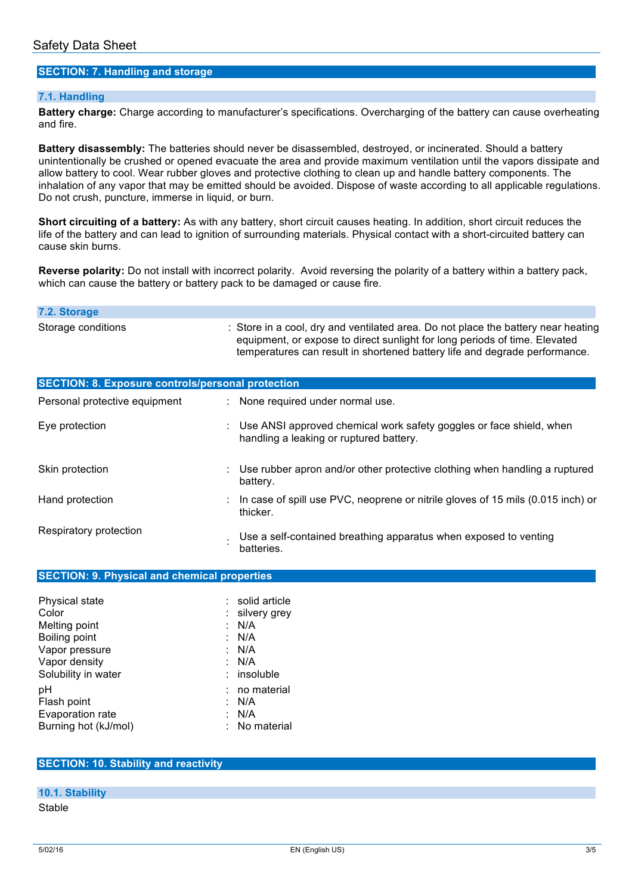## SECTION: 7. Handling and storage

### 7.1. Handling

**Battery charge:** Charge according to manufacturer's specifications. Overcharging of the battery can cause overheating and fire.

**Battery disassembly:** The batteries should never be disassembled, destroyed, or incinerated. Should a battery unintentionally be crushed or opened evacuate the area and provide maximum ventilation until the vapors dissipate and allow battery to cool. Wear rubber gloves and protective clothing to clean up and handle battery components. The inhalation of any vapor that may be emitted should be avoided. Dispose of waste according to all applicable regulations. Do not crush, puncture, immerse in liquid, or burn.

**Short circuiting of a battery:** As with any battery, short circuit causes heating. In addition, short circuit reduces the life of the battery and can lead to ignition of surrounding materials. Physical contact with a short-circuited battery can cause skin burns.

**Reverse polarity:** Do not install with incorrect polarity. Avoid reversing the polarity of a battery within a battery pack, which can cause the battery or battery pack to be damaged or cause fire.

### 7.2. Storage

| | |
|---|---|
| Storage conditions | : Store in a cool, dry and ventilated area. Do not place the battery near heating equipment, or expose to direct sunlight for long periods of time. Elevated temperatures can result in shortened battery life and degrade performance. |

## SECTION: 8. Exposure controls/personal protection

| | |
|---|---|
| Personal protective equipment | : None required under normal use. |
| Eye protection | : Use ANSI approved chemical work safety goggles or face shield, when handling a leaking or ruptured battery. |
| Skin protection | : Use rubber apron and/or other protective clothing when handling a ruptured battery. |
| Hand protection | : In case of spill use PVC, neoprene or nitrile gloves of 15 mils (0.015 inch) or thicker. |
| Respiratory protection | : Use a self-contained breathing apparatus when exposed to venting batteries. |

## SECTION: 9. Physical and chemical properties

| | |
|---|---|
| Physical state | : solid article |
| Color | : silvery grey |
| Melting point | : N/A |
| Boiling point | : N/A |
| Vapor pressure | : N/A |
| Vapor density | : N/A |
| Solubility in water | : insoluble |
| pH | : no material |
| Flash point | : N/A |
| Evaporation rate | : N/A |
| Burning hot (kJ/mol) | : No material |

## SECTION: 10. Stability and reactivity

### 10.1. Stability

Stable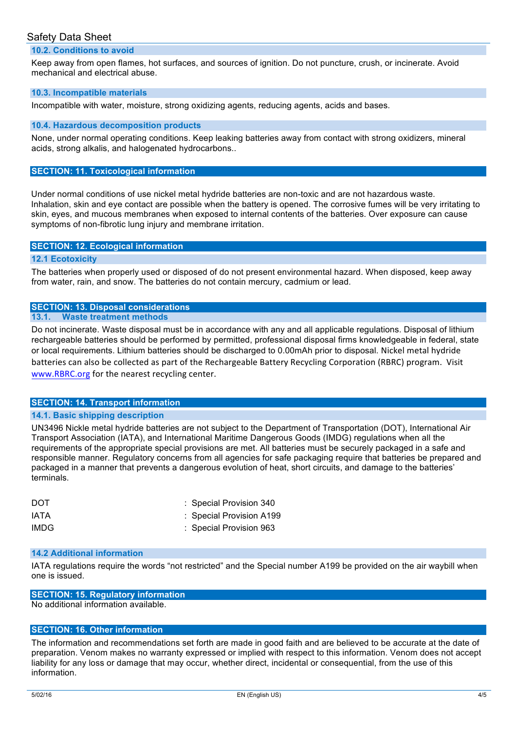### 10.2. Conditions to avoid

Keep away from open flames, hot surfaces, and sources of ignition. Do not puncture, crush, or incinerate. Avoid mechanical and electrical abuse.

### 10.3. Incompatible materials

Incompatible with water, moisture, strong oxidizing agents, reducing agents, acids and bases.

### 10.4. Hazardous decomposition products

None, under normal operating conditions. Keep leaking batteries away from contact with strong oxidizers, mineral acids, strong alkalis, and halogenated hydrocarbons..

## SECTION: 11. Toxicological information

Under normal conditions of use nickel metal hydride batteries are non-toxic and are not hazardous waste. Inhalation, skin and eye contact are possible when the battery is opened. The corrosive fumes will be very irritating to skin, eyes, and mucous membranes when exposed to internal contents of the batteries. Over exposure can cause symptoms of non-fibrotic lung injury and membrane irritation.

## SECTION: 12. Ecological information

### 12.1 Ecotoxicity

The batteries when properly used or disposed of do not present environmental hazard. When disposed, keep away from water, rain, and snow. The batteries do not contain mercury, cadmium or lead.

## SECTION: 13. Disposal considerations

### 13.1. Waste treatment methods

Do not incinerate. Waste disposal must be in accordance with any and all applicable regulations. Disposal of lithium rechargeable batteries should be performed by permitted, professional disposal firms knowledgeable in federal, state or local requirements. Lithium batteries should be discharged to 0.00mAh prior to disposal. Nickel metal hydride batteries can also be collected as part of the Rechargeable Battery Recycling Corporation (RBRC) program. Visit www.RBRC.org for the nearest recycling center.

## SECTION: 14. Transport information

### 14.1. Basic shipping description

UN3496 Nickle metal hydride batteries are not subject to the Department of Transportation (DOT), International Air Transport Association (IATA), and International Maritime Dangerous Goods (IMDG) regulations when all the requirements of the appropriate special provisions are met. All batteries must be securely packaged in a safe and responsible manner. Regulatory concerns from all agencies for safe packaging require that batteries be prepared and packaged in a manner that prevents a dangerous evolution of heat, short circuits, and damage to the batteries' terminals.

| | |
|---|---|
| DOT | : Special Provision 340 |
| IATA | : Special Provision A199 |
| IMDG | : Special Provision 963 |

### 14.2 Additional information

IATA regulations require the words "not restricted" and the Special number A199 be provided on the air waybill when one is issued.

## SECTION: 15. Regulatory information

No additional information available.

## SECTION: 16. Other information

The information and recommendations set forth are made in good faith and are believed to be accurate at the date of preparation. Venom makes no warranty expressed or implied with respect to this information. Venom does not accept liability for any loss or damage that may occur, whether direct, incidental or consequential, from the use of this information.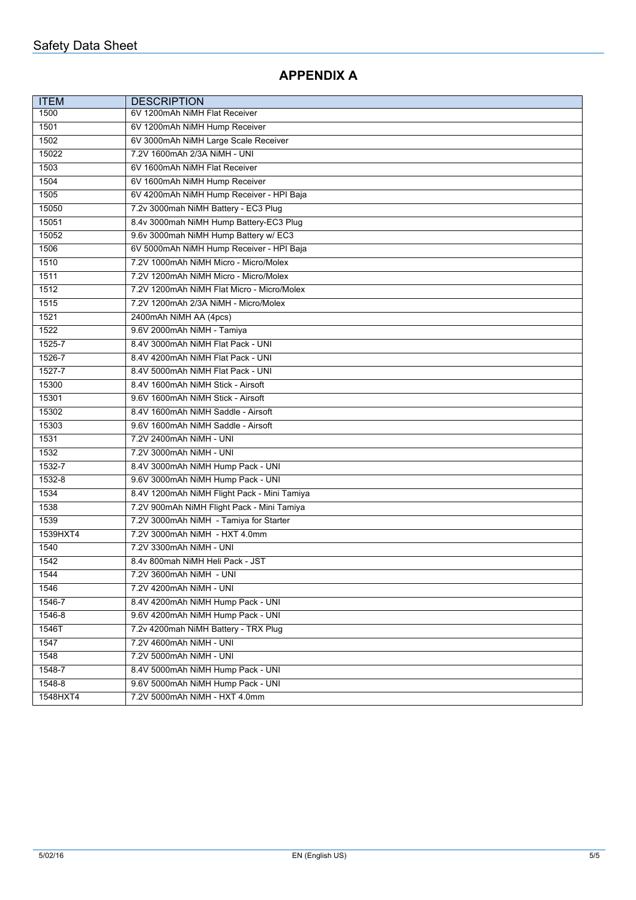## APPENDIX A

| ITEM | DESCRIPTION |
|---|---|
| 1500 | 6V 1200mAh NiMH Flat Receiver |
| 1501 | 6V 1200mAh NiMH Hump Receiver |
| 1502 | 6V 3000mAh NiMH Large Scale Receiver |
| 15022 | 7.2V 1600mAh 2/3A NiMH - UNI |
| 1503 | 6V 1600mAh NiMH Flat Receiver |
| 1504 | 6V 1600mAh NiMH Hump Receiver |
| 1505 | 6V 4200mAh NiMH Hump Receiver - HPI Baja |
| 15050 | 7.2v 3000mah NiMH Battery - EC3 Plug |
| 15051 | 8.4v 3000mah NiMH Hump Battery-EC3 Plug |
| 15052 | 9.6v 3000mah NiMH Hump Battery w/ EC3 |
| 1506 | 6V 5000mAh NiMH Hump Receiver - HPI Baja |
| 1510 | 7.2V 1000mAh NiMH Micro - Micro/Molex |
| 1511 | 7.2V 1200mAh NiMH Micro - Micro/Molex |
| 1512 | 7.2V 1200mAh NiMH Flat Micro - Micro/Molex |
| 1515 | 7.2V 1200mAh 2/3A NiMH - Micro/Molex |
| 1521 | 2400mAh NiMH AA (4pcs) |
| 1522 | 9.6V 2000mAh NiMH - Tamiya |
| 1525-7 | 8.4V 3000mAh NiMH Flat Pack - UNI |
| 1526-7 | 8.4V 4200mAh NiMH Flat Pack - UNI |
| 1527-7 | 8.4V 5000mAh NiMH Flat Pack - UNI |
| 15300 | 8.4V 1600mAh NiMH Stick - Airsoft |
| 15301 | 9.6V 1600mAh NiMH Stick - Airsoft |
| 15302 | 8.4V 1600mAh NiMH Saddle - Airsoft |
| 15303 | 9.6V 1600mAh NiMH Saddle - Airsoft |
| 1531 | 7.2V 2400mAh NiMH - UNI |
| 1532 | 7.2V 3000mAh NiMH - UNI |
| 1532-7 | 8.4V 3000mAh NiMH Hump Pack - UNI |
| 1532-8 | 9.6V 3000mAh NiMH Hump Pack - UNI |
| 1534 | 8.4V 1200mAh NiMH Flight Pack - Mini Tamiya |
| 1538 | 7.2V 900mAh NiMH Flight Pack - Mini Tamiya |
| 1539 | 7.2V 3000mAh NiMH - Tamiya for Starter |
| 1539HXT4 | 7.2V 3000mAh NiMH - HXT 4.0mm |
| 1540 | 7.2V 3300mAh NiMH - UNI |
| 1542 | 8.4v 800mah NiMH Heli Pack - JST |
| 1544 | 7.2V 3600mAh NiMH - UNI |
| 1546 | 7.2V 4200mAh NiMH - UNI |
| 1546-7 | 8.4V 4200mAh NiMH Hump Pack - UNI |
| 1546-8 | 9.6V 4200mAh NiMH Hump Pack - UNI |
| 1546T | 7.2v 4200mah NiMH Battery - TRX Plug |
| 1547 | 7.2V 4600mAh NiMH - UNI |
| 1548 | 7.2V 5000mAh NiMH - UNI |
| 1548-7 | 8.4V 5000mAh NiMH Hump Pack - UNI |
| 1548-8 | 9.6V 5000mAh NiMH Hump Pack - UNI |
| 1548HXT4 | 7.2V 5000mAh NiMH - HXT 4.0mm |